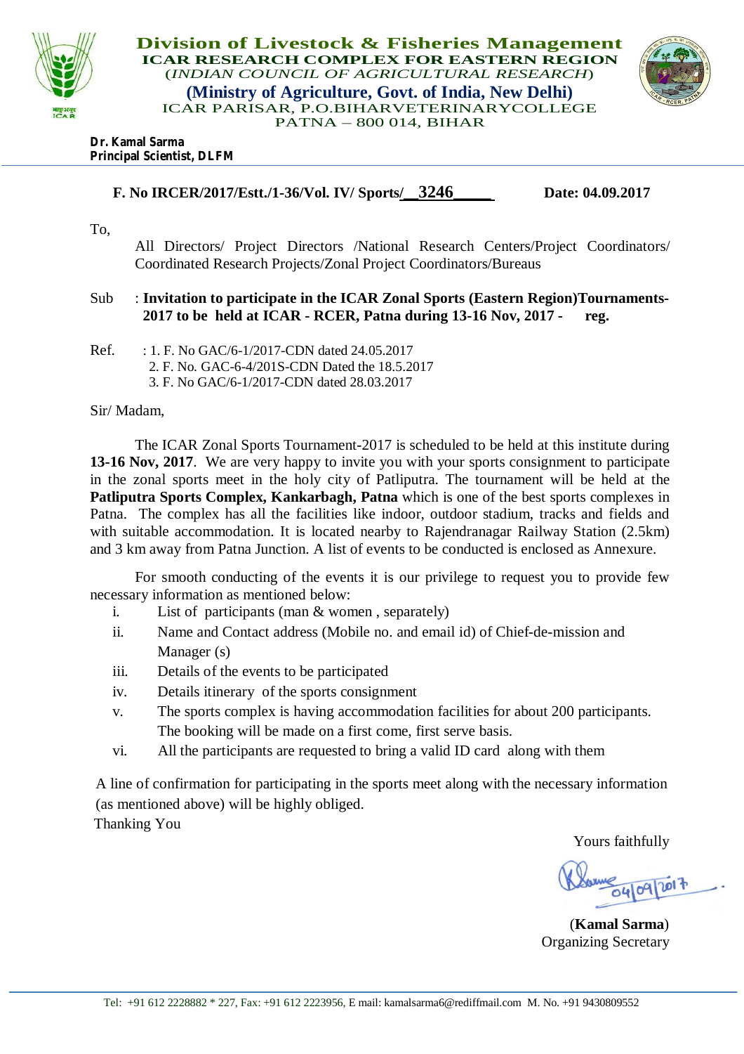# Division of Livestock & Fisheries Management

**ICAR RESEARCH COMPLEX FOR EASTERN REGION**
(*INDIAN COUNCIL OF AGRICULTURAL RESEARCH*)
**(Ministry of Agriculture, Govt. of India, New Delhi)**
ICAR PARISAR, P.O.BIHARVETERINARYCOLLEGE
PATNA – 800 014, BIHAR

**Dr. Kamal Sarma**
**Principal Scientist, DLFM**

**F. No IRCER/2017/Estt./1-36/Vol. IV/ Sports/__3246_____** **Date: 04.09.2017**

To,

All Directors/ Project Directors /National Research Centers/Project Coordinators/ Coordinated Research Projects/Zonal Project Coordinators/Bureaus

Sub : **Invitation to participate in the ICAR Zonal Sports (Eastern Region)Tournaments-2017 to be held at ICAR - RCER, Patna during 13-16 Nov, 2017 - reg.**

Ref. : 1. F. No GAC/6-1/2017-CDN dated 24.05.2017
2. F. No. GAC-6-4/201S-CDN Dated the 18.5.2017
3. F. No GAC/6-1/2017-CDN dated 28.03.2017

Sir/ Madam,

The ICAR Zonal Sports Tournament-2017 is scheduled to be held at this institute during **13-16 Nov, 2017**. We are very happy to invite you with your sports consignment to participate in the zonal sports meet in the holy city of Patliputra. The tournament will be held at the **Patliputra Sports Complex, Kankarbagh, Patna** which is one of the best sports complexes in Patna. The complex has all the facilities like indoor, outdoor stadium, tracks and fields and with suitable accommodation. It is located nearby to Rajendranagar Railway Station (2.5km) and 3 km away from Patna Junction. A list of events to be conducted is enclosed as Annexure.

For smooth conducting of the events it is our privilege to request you to provide few necessary information as mentioned below:

i. List of participants (man & women , separately)
ii. Name and Contact address (Mobile no. and email id) of Chief-de-mission and Manager (s)
iii. Details of the events to be participated
iv. Details itinerary of the sports consignment
v. The sports complex is having accommodation facilities for about 200 participants. The booking will be made on a first come, first serve basis.
vi. All the participants are requested to bring a valid ID card along with them

A line of confirmation for participating in the sports meet along with the necessary information (as mentioned above) will be highly obliged.

Thanking You

Yours faithfully

04/09/2017

(**Kamal Sarma**)
Organizing Secretary

Tel: +91 612 2228882 * 227, Fax: +91 612 2223956, E mail: kamalsarma6@rediffmail.com M. No. +91 9430809552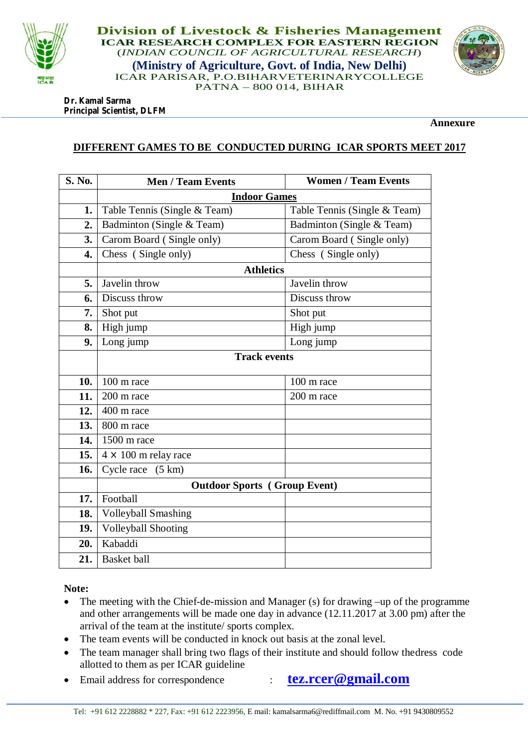# Division of Livestock & Fisheries Management

**ICAR RESEARCH COMPLEX FOR EASTERN REGION**

*(INDIAN COUNCIL OF AGRICULTURAL RESEARCH)*

**(Ministry of Agriculture, Govt. of India, New Delhi)**

ICAR PARISAR, P.O.BIHARVETERINARYCOLLEGE

PATNA – 800 014, BIHAR

**Dr. Kamal Sarma**
**Principal Scientist, DLFM**

**Annexure**

## DIFFERENT GAMES TO BE CONDUCTED DURING ICAR SPORTS MEET 2017

| S. No. | Men / Team Events | Women / Team Events |
|---|---|---|
| | **Indoor Games** | |
| **1.** | Table Tennis (Single & Team) | Table Tennis (Single & Team) |
| **2.** | Badminton (Single & Team) | Badminton (Single & Team) |
| **3.** | Carom Board ( Single only) | Carom Board ( Single only) |
| **4.** | Chess ( Single only) | Chess ( Single only) |
| | **Athletics** | |
| **5.** | Javelin throw | Javelin throw |
| **6.** | Discuss throw | Discuss throw |
| **7.** | Shot put | Shot put |
| **8.** | High jump | High jump |
| **9.** | Long jump | Long jump |
| | **Track events** | |
| **10.** | 100 m race | 100 m race |
| **11.** | 200 m race | 200 m race |
| **12.** | 400 m race | |
| **13.** | 800 m race | |
| **14.** | 1500 m race | |
| **15.** | 4 × 100 m relay race | |
| **16.** | Cycle race (5 km) | |
| | **Outdoor Sports ( Group Event)** | |
| **17.** | Football | |
| **18.** | Volleyball Smashing | |
| **19.** | Volleyball Shooting | |
| **20.** | Kabaddi | |
| **21.** | Basket ball | |

**Note:**

- The meeting with the Chief-de-mission and Manager (s) for drawing –up of the programme and other arrangements will be made one day in advance (12.11.2017 at 3.00 pm) after the arrival of the team at the institute/ sports complex.
- The team events will be conducted in knock out basis at the zonal level.
- The team manager shall bring two flags of their institute and should follow thedress code allotted to them as per ICAR guideline
- Email address for correspondence : **tez.rcer@gmail.com**

Tel: +91 612 2228882 * 227, Fax: +91 612 2223956, E mail: kamalsarma6@rediffmail.com M. No. +91 9430809552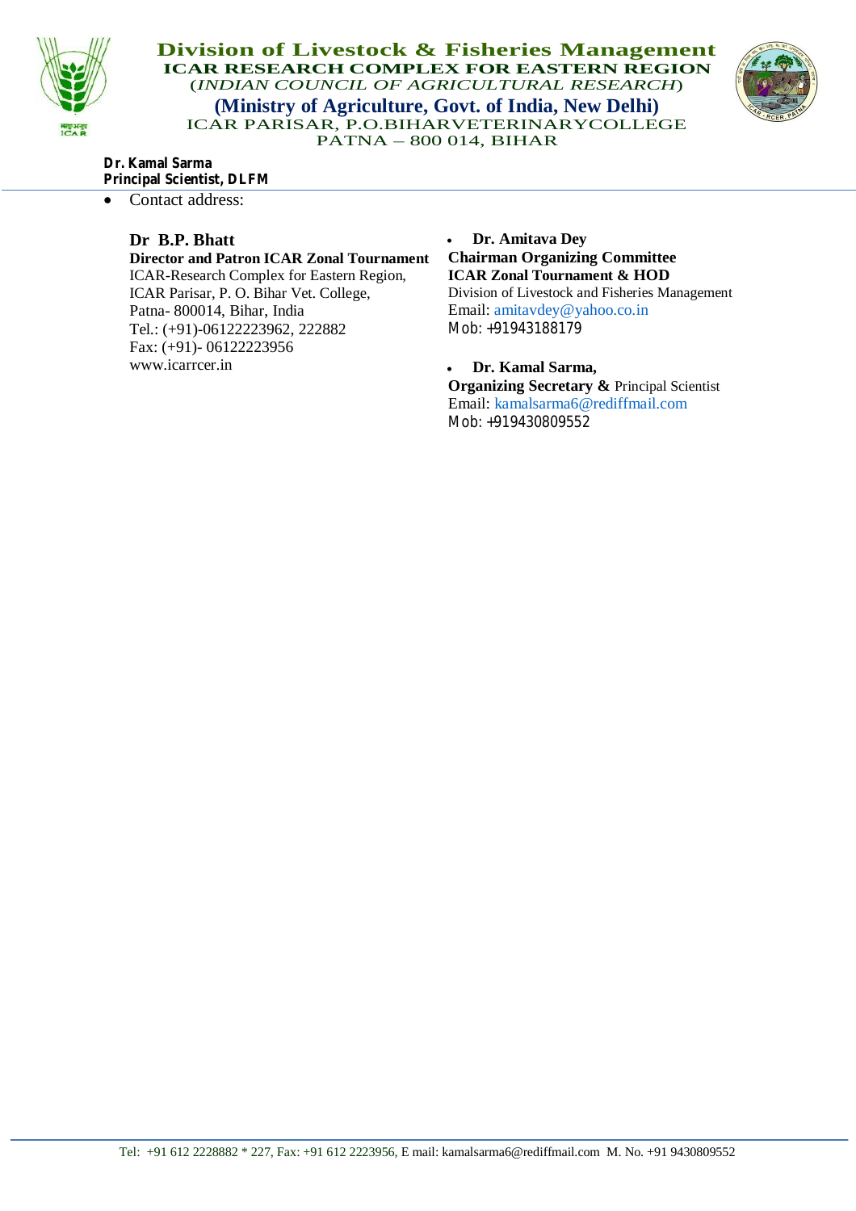# Division of Livestock & Fisheries Management

**ICAR RESEARCH COMPLEX FOR EASTERN REGION**

(*INDIAN COUNCIL OF AGRICULTURAL RESEARCH*)

**(Ministry of Agriculture, Govt. of India, New Delhi)**

ICAR PARISAR, P.O.BIHARVETERINARYCOLLEGE

PATNA – 800 014, BIHAR

**Dr. Kamal Sarma**
**Principal Scientist, DLFM**

- Contact address:

**Dr B.P. Bhatt**
**Director and Patron ICAR Zonal Tournament**
ICAR-Research Complex for Eastern Region,
ICAR Parisar, P. O. Bihar Vet. College,
Patna- 800014, Bihar, India
Tel.: (+91)-06122223962, 222882
Fax: (+91)- 06122223956
www.icarrcer.in

- **Dr. Amitava Dey**

**Chairman Organizing Committee**
**ICAR Zonal Tournament & HOD**
Division of Livestock and Fisheries Management
Email: amitavdey@yahoo.co.in
Mob: +91943188179

- **Dr. Kamal Sarma,**

**Organizing Secretary &** Principal Scientist
Email: kamalsarma6@rediffmail.com
Mob: +919430809552

Tel: +91 612 2228882 * 227, Fax: +91 612 2223956, E mail: kamalsarma6@rediffmail.com M. No. +91 9430809552